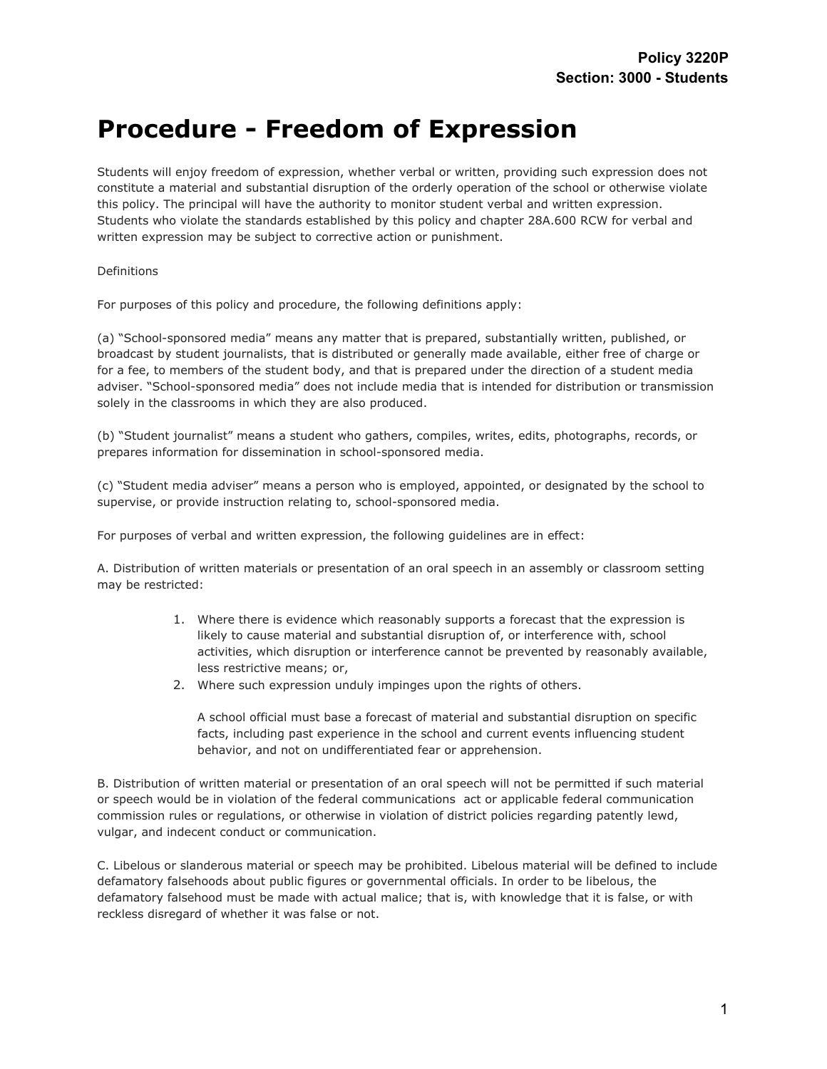**Policy 3220P**
**Section: 3000 - Students**

# Procedure - Freedom of Expression

Students will enjoy freedom of expression, whether verbal or written, providing such expression does not constitute a material and substantial disruption of the orderly operation of the school or otherwise violate this policy. The principal will have the authority to monitor student verbal and written expression. Students who violate the standards established by this policy and chapter 28A.600 RCW for verbal and written expression may be subject to corrective action or punishment.

Definitions

For purposes of this policy and procedure, the following definitions apply:

(a) "School-sponsored media" means any matter that is prepared, substantially written, published, or broadcast by student journalists, that is distributed or generally made available, either free of charge or for a fee, to members of the student body, and that is prepared under the direction of a student media adviser. "School-sponsored media" does not include media that is intended for distribution or transmission solely in the classrooms in which they are also produced.

(b) "Student journalist" means a student who gathers, compiles, writes, edits, photographs, records, or prepares information for dissemination in school-sponsored media.

(c) "Student media adviser" means a person who is employed, appointed, or designated by the school to supervise, or provide instruction relating to, school-sponsored media.

For purposes of verbal and written expression, the following guidelines are in effect:

A. Distribution of written materials or presentation of an oral speech in an assembly or classroom setting may be restricted:

1. Where there is evidence which reasonably supports a forecast that the expression is likely to cause material and substantial disruption of, or interference with, school activities, which disruption or interference cannot be prevented by reasonably available, less restrictive means; or,
2. Where such expression unduly impinges upon the rights of others.

   A school official must base a forecast of material and substantial disruption on specific facts, including past experience in the school and current events influencing student behavior, and not on undifferentiated fear or apprehension.

B. Distribution of written material or presentation of an oral speech will not be permitted if such material or speech would be in violation of the federal communications act or applicable federal communication commission rules or regulations, or otherwise in violation of district policies regarding patently lewd, vulgar, and indecent conduct or communication.

C. Libelous or slanderous material or speech may be prohibited. Libelous material will be defined to include defamatory falsehoods about public figures or governmental officials. In order to be libelous, the defamatory falsehood must be made with actual malice; that is, with knowledge that it is false, or with reckless disregard of whether it was false or not.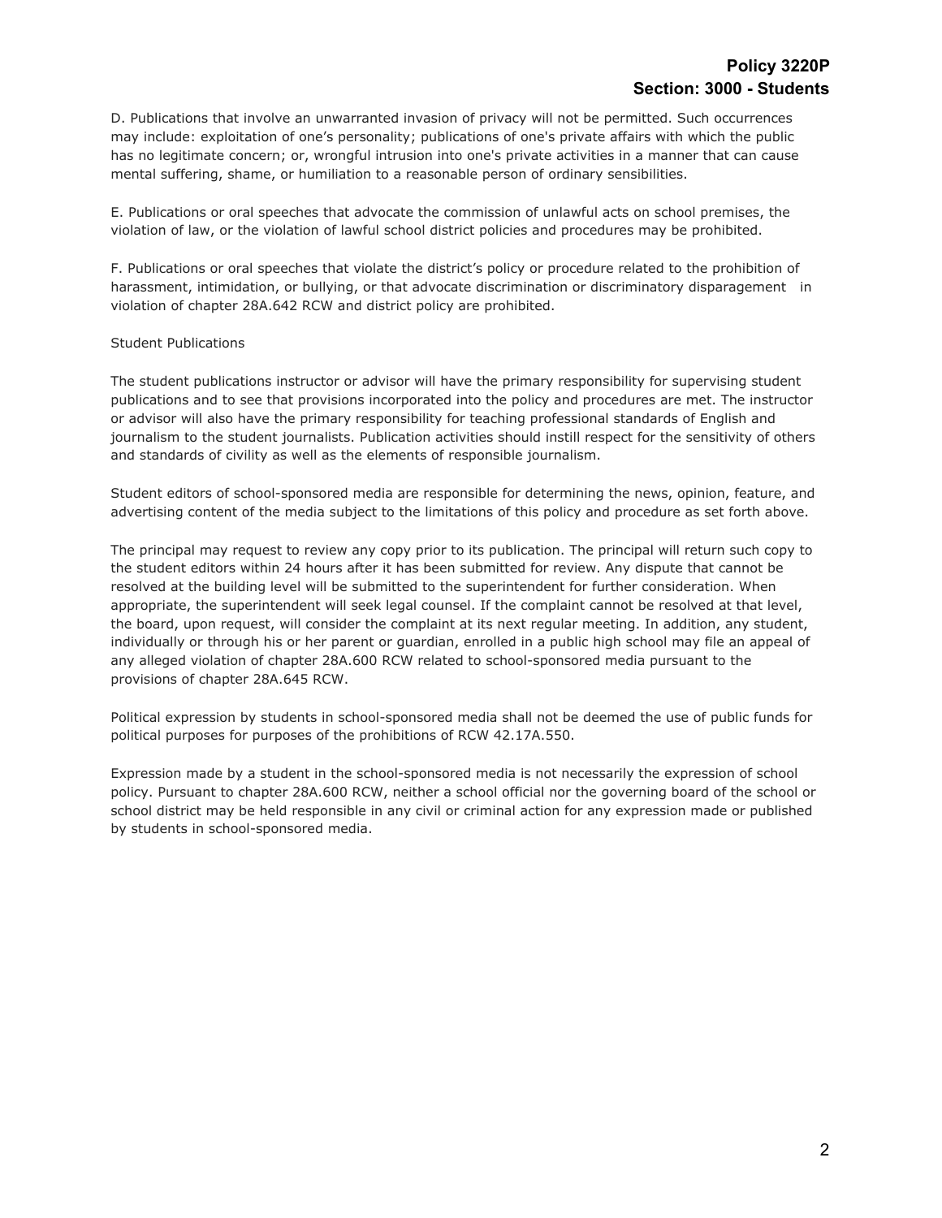D. Publications that involve an unwarranted invasion of privacy will not be permitted. Such occurrences may include: exploitation of one's personality; publications of one's private affairs with which the public has no legitimate concern; or, wrongful intrusion into one's private activities in a manner that can cause mental suffering, shame, or humiliation to a reasonable person of ordinary sensibilities.

E. Publications or oral speeches that advocate the commission of unlawful acts on school premises, the violation of law, or the violation of lawful school district policies and procedures may be prohibited.

F. Publications or oral speeches that violate the district's policy or procedure related to the prohibition of harassment, intimidation, or bullying, or that advocate discrimination or discriminatory disparagement in violation of chapter 28A.642 RCW and district policy are prohibited.

Student Publications

The student publications instructor or advisor will have the primary responsibility for supervising student publications and to see that provisions incorporated into the policy and procedures are met. The instructor or advisor will also have the primary responsibility for teaching professional standards of English and journalism to the student journalists. Publication activities should instill respect for the sensitivity of others and standards of civility as well as the elements of responsible journalism.

Student editors of school-sponsored media are responsible for determining the news, opinion, feature, and advertising content of the media subject to the limitations of this policy and procedure as set forth above.

The principal may request to review any copy prior to its publication. The principal will return such copy to the student editors within 24 hours after it has been submitted for review. Any dispute that cannot be resolved at the building level will be submitted to the superintendent for further consideration. When appropriate, the superintendent will seek legal counsel. If the complaint cannot be resolved at that level, the board, upon request, will consider the complaint at its next regular meeting. In addition, any student, individually or through his or her parent or guardian, enrolled in a public high school may file an appeal of any alleged violation of chapter 28A.600 RCW related to school-sponsored media pursuant to the provisions of chapter 28A.645 RCW.

Political expression by students in school-sponsored media shall not be deemed the use of public funds for political purposes for purposes of the prohibitions of RCW 42.17A.550.

Expression made by a student in the school-sponsored media is not necessarily the expression of school policy. Pursuant to chapter 28A.600 RCW, neither a school official nor the governing board of the school or school district may be held responsible in any civil or criminal action for any expression made or published by students in school-sponsored media.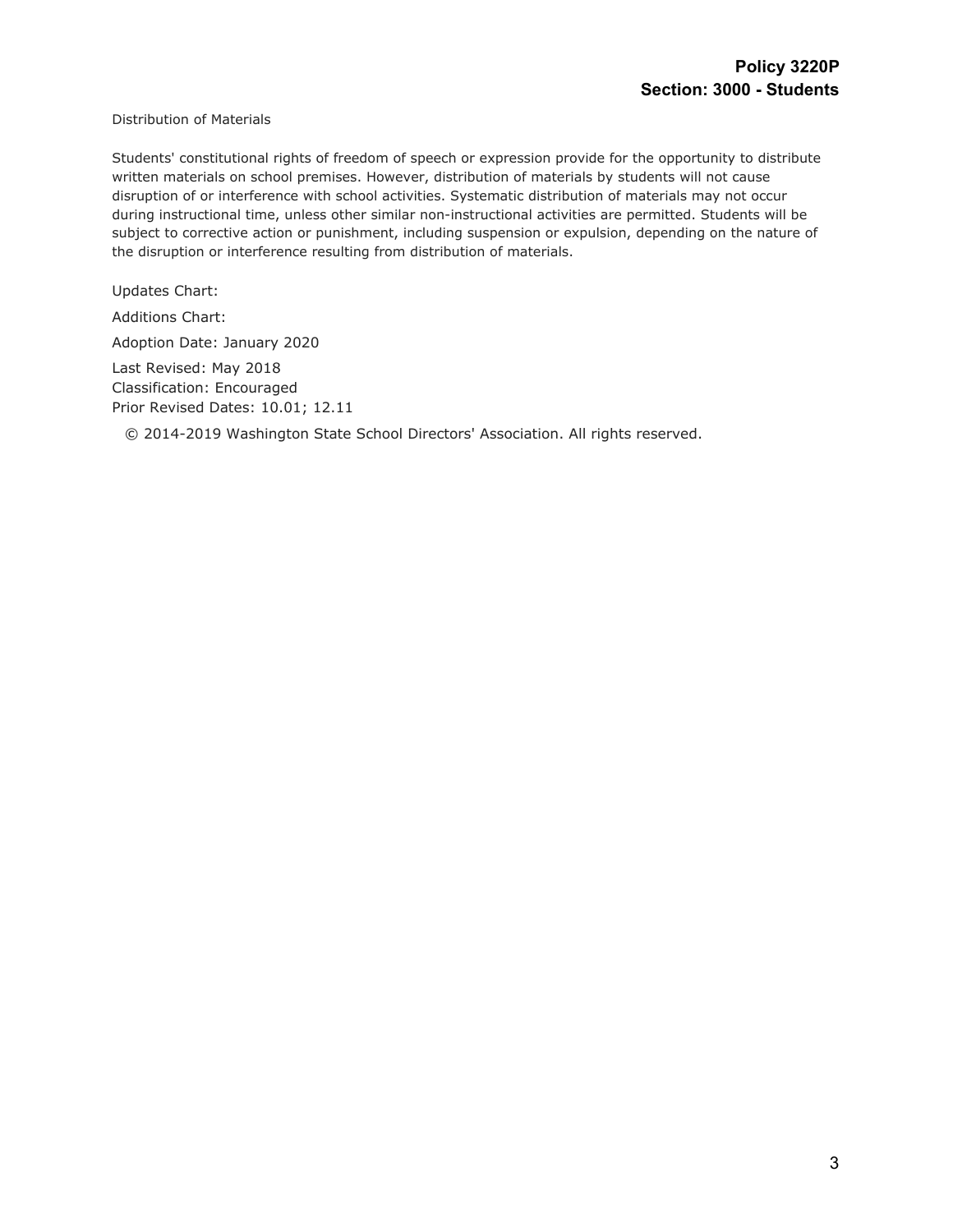Distribution of Materials

Students' constitutional rights of freedom of speech or expression provide for the opportunity to distribute written materials on school premises. However, distribution of materials by students will not cause disruption of or interference with school activities. Systematic distribution of materials may not occur during instructional time, unless other similar non-instructional activities are permitted. Students will be subject to corrective action or punishment, including suspension or expulsion, depending on the nature of the disruption or interference resulting from distribution of materials.

Updates Chart:

Additions Chart:

Adoption Date: January 2020

Last Revised: May 2018
Classification: Encouraged
Prior Revised Dates: 10.01; 12.11

© 2014-2019 Washington State School Directors' Association. All rights reserved.